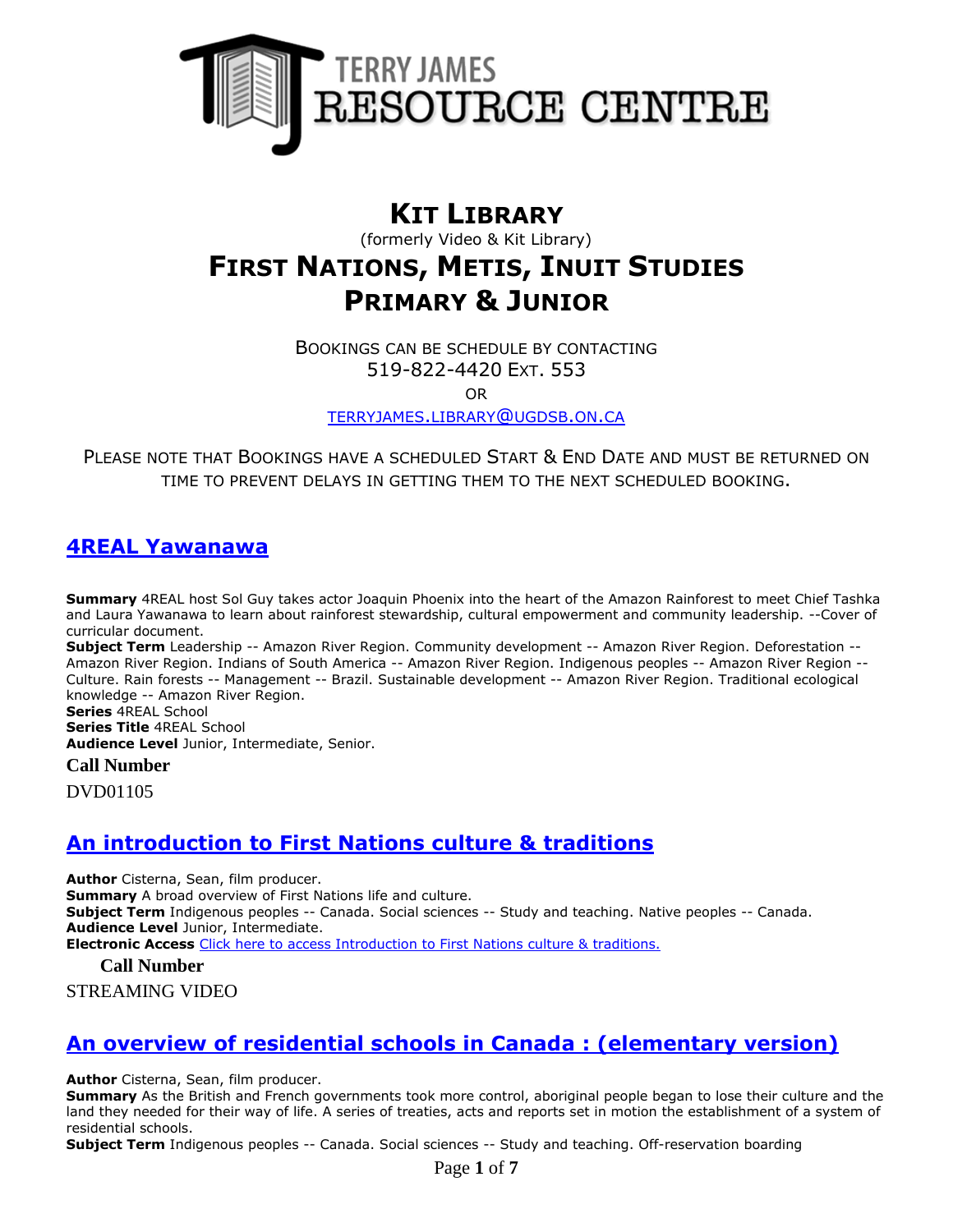TERRY JAMES RESOURCE CENTRE

# KIT LIBRARY

(formerly Video & Kit Library)

# FIRST NATIONS, METIS, INUIT STUDIES PRIMARY & JUNIOR

BOOKINGS CAN BE SCHEDULE BY CONTACTING
519-822-4420 EXT. 553
OR
TERRYJAMES.LIBRARY@UGDSB.ON.CA

PLEASE NOTE THAT BOOKINGS HAVE A SCHEDULED START & END DATE AND MUST BE RETURNED ON TIME TO PREVENT DELAYS IN GETTING THEM TO THE NEXT SCHEDULED BOOKING.

## 4REAL Yawanawa

**Summary** 4REAL host Sol Guy takes actor Joaquin Phoenix into the heart of the Amazon Rainforest to meet Chief Tashka and Laura Yawanawa to learn about rainforest stewardship, cultural empowerment and community leadership. --Cover of curricular document.
**Subject Term** Leadership -- Amazon River Region. Community development -- Amazon River Region. Deforestation -- Amazon River Region. Indians of South America -- Amazon River Region. Indigenous peoples -- Amazon River Region -- Culture. Rain forests -- Management -- Brazil. Sustainable development -- Amazon River Region. Traditional ecological knowledge -- Amazon River Region.
**Series** 4REAL School
**Series Title** 4REAL School
**Audience Level** Junior, Intermediate, Senior.

**Call Number**

DVD01105

## An introduction to First Nations culture & traditions

**Author** Cisterna, Sean, film producer.
**Summary** A broad overview of First Nations life and culture.
**Subject Term** Indigenous peoples -- Canada. Social sciences -- Study and teaching. Native peoples -- Canada.
**Audience Level** Junior, Intermediate.
**Electronic Access** Click here to access Introduction to First Nations culture & traditions.

**Call Number**

STREAMING VIDEO

## An overview of residential schools in Canada : (elementary version)

**Author** Cisterna, Sean, film producer.
**Summary** As the British and French governments took more control, aboriginal people began to lose their culture and the land they needed for their way of life. A series of treaties, acts and reports set in motion the establishment of a system of residential schools.
**Subject Term** Indigenous peoples -- Canada. Social sciences -- Study and teaching. Off-reservation boarding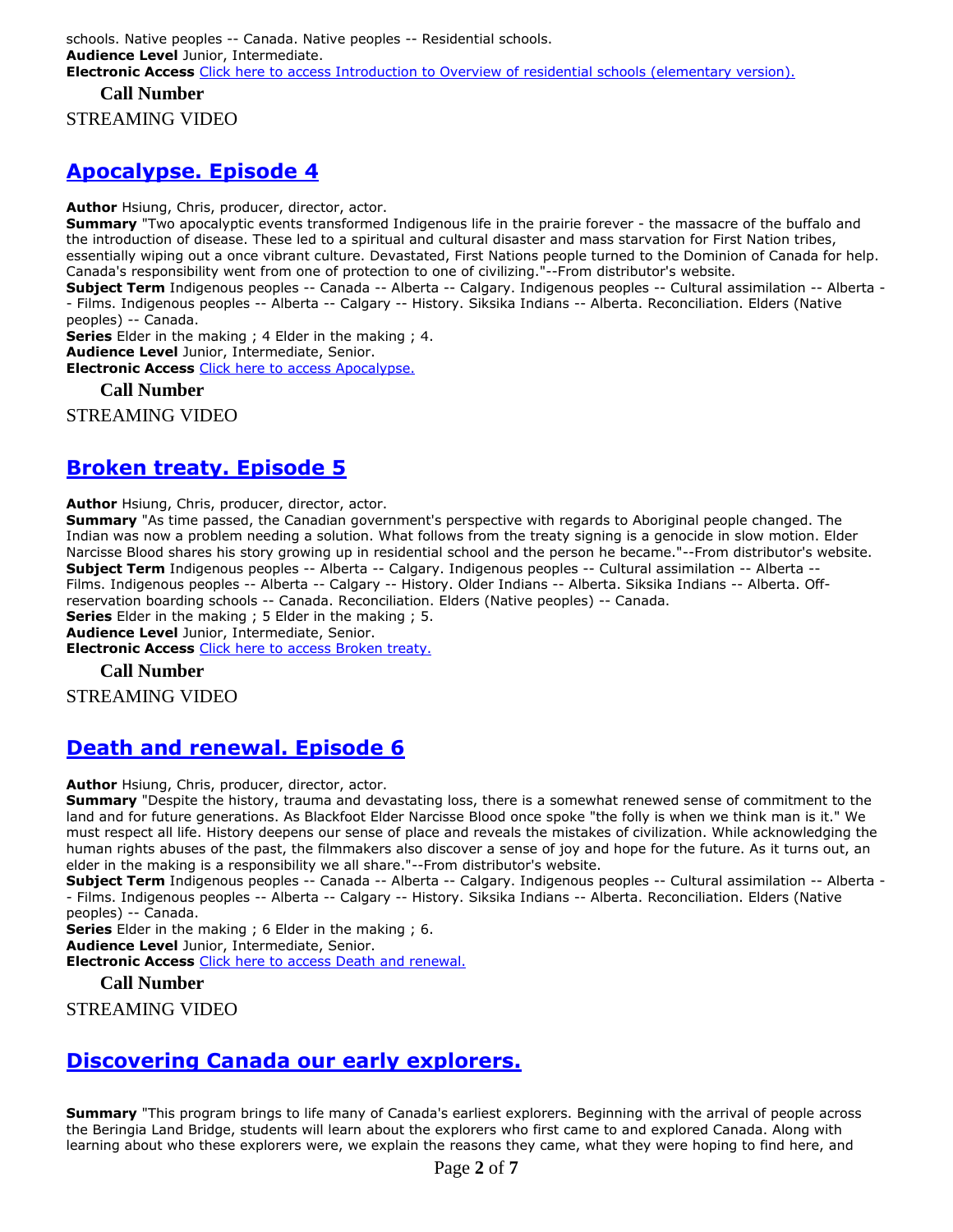schools. Native peoples -- Canada. Native peoples -- Residential schools.
**Audience Level** Junior, Intermediate.
**Electronic Access** Click here to access Introduction to Overview of residential schools (elementary version).

**Call Number**

STREAMING VIDEO

## Apocalypse. Episode 4

**Author** Hsiung, Chris, producer, director, actor.
**Summary** "Two apocalyptic events transformed Indigenous life in the prairie forever - the massacre of the buffalo and the introduction of disease. These led to a spiritual and cultural disaster and mass starvation for First Nation tribes, essentially wiping out a once vibrant culture. Devastated, First Nations people turned to the Dominion of Canada for help. Canada's responsibility went from one of protection to one of civilizing."--From distributor's website.
**Subject Term** Indigenous peoples -- Canada -- Alberta -- Calgary. Indigenous peoples -- Cultural assimilation -- Alberta -- Films. Indigenous peoples -- Alberta -- Calgary -- History. Siksika Indians -- Alberta. Reconciliation. Elders (Native peoples) -- Canada.
**Series** Elder in the making ; 4 Elder in the making ; 4.
**Audience Level** Junior, Intermediate, Senior.
**Electronic Access** Click here to access Apocalypse.

**Call Number**

STREAMING VIDEO

## Broken treaty. Episode 5

**Author** Hsiung, Chris, producer, director, actor.
**Summary** "As time passed, the Canadian government's perspective with regards to Aboriginal people changed. The Indian was now a problem needing a solution. What follows from the treaty signing is a genocide in slow motion. Elder Narcisse Blood shares his story growing up in residential school and the person he became."--From distributor's website.
**Subject Term** Indigenous peoples -- Alberta -- Calgary. Indigenous peoples -- Cultural assimilation -- Alberta -- Films. Indigenous peoples -- Alberta -- Calgary -- History. Older Indians -- Alberta. Siksika Indians -- Alberta. Off-reservation boarding schools -- Canada. Reconciliation. Elders (Native peoples) -- Canada.
**Series** Elder in the making ; 5 Elder in the making ; 5.
**Audience Level** Junior, Intermediate, Senior.
**Electronic Access** Click here to access Broken treaty.

**Call Number**

STREAMING VIDEO

## Death and renewal. Episode 6

**Author** Hsiung, Chris, producer, director, actor.
**Summary** "Despite the history, trauma and devastating loss, there is a somewhat renewed sense of commitment to the land and for future generations. As Blackfoot Elder Narcisse Blood once spoke "the folly is when we think man is it." We must respect all life. History deepens our sense of place and reveals the mistakes of civilization. While acknowledging the human rights abuses of the past, the filmmakers also discover a sense of joy and hope for the future. As it turns out, an elder in the making is a responsibility we all share."--From distributor's website.
**Subject Term** Indigenous peoples -- Canada -- Alberta -- Calgary. Indigenous peoples -- Cultural assimilation -- Alberta -- Films. Indigenous peoples -- Alberta -- Calgary -- History. Siksika Indians -- Alberta. Reconciliation. Elders (Native peoples) -- Canada.
**Series** Elder in the making ; 6 Elder in the making ; 6.
**Audience Level** Junior, Intermediate, Senior.
**Electronic Access** Click here to access Death and renewal.

**Call Number**

STREAMING VIDEO

## Discovering Canada our early explorers.

**Summary** "This program brings to life many of Canada's earliest explorers. Beginning with the arrival of people across the Beringia Land Bridge, students will learn about the explorers who first came to and explored Canada. Along with learning about who these explorers were, we explain the reasons they came, what they were hoping to find here, and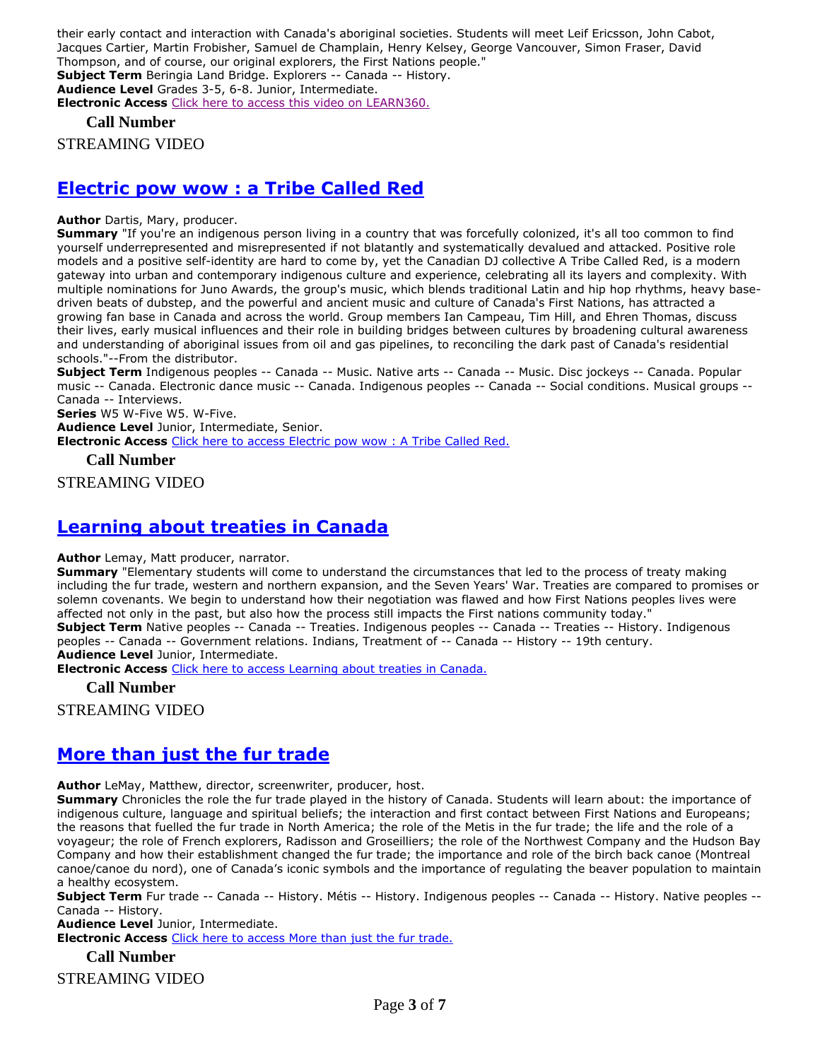their early contact and interaction with Canada's aboriginal societies. Students will meet Leif Ericsson, John Cabot, Jacques Cartier, Martin Frobisher, Samuel de Champlain, Henry Kelsey, George Vancouver, Simon Fraser, David Thompson, and of course, our original explorers, the First Nations people."
**Subject Term** Beringia Land Bridge. Explorers -- Canada -- History.
**Audience Level** Grades 3-5, 6-8. Junior, Intermediate.
**Electronic Access** Click here to access this video on LEARN360.

**Call Number**

STREAMING VIDEO

## Electric pow wow : a Tribe Called Red

**Author** Dartis, Mary, producer.
**Summary** "If you're an indigenous person living in a country that was forcefully colonized, it's all too common to find yourself underrepresented and misrepresented if not blatantly and systematically devalued and attacked. Positive role models and a positive self-identity are hard to come by, yet the Canadian DJ collective A Tribe Called Red, is a modern gateway into urban and contemporary indigenous culture and experience, celebrating all its layers and complexity. With multiple nominations for Juno Awards, the group's music, which blends traditional Latin and hip hop rhythms, heavy base-driven beats of dubstep, and the powerful and ancient music and culture of Canada's First Nations, has attracted a growing fan base in Canada and across the world. Group members Ian Campeau, Tim Hill, and Ehren Thomas, discuss their lives, early musical influences and their role in building bridges between cultures by broadening cultural awareness and understanding of aboriginal issues from oil and gas pipelines, to reconciling the dark past of Canada's residential schools."--From the distributor.
**Subject Term** Indigenous peoples -- Canada -- Music. Native arts -- Canada -- Music. Disc jockeys -- Canada. Popular music -- Canada. Electronic dance music -- Canada. Indigenous peoples -- Canada -- Social conditions. Musical groups -- Canada -- Interviews.
**Series** W5 W-Five W5. W-Five.
**Audience Level** Junior, Intermediate, Senior.
**Electronic Access** Click here to access Electric pow wow : A Tribe Called Red.

**Call Number**

STREAMING VIDEO

## Learning about treaties in Canada

**Author** Lemay, Matt producer, narrator.
**Summary** "Elementary students will come to understand the circumstances that led to the process of treaty making including the fur trade, western and northern expansion, and the Seven Years' War. Treaties are compared to promises or solemn covenants. We begin to understand how their negotiation was flawed and how First Nations peoples lives were affected not only in the past, but also how the process still impacts the First nations community today."
**Subject Term** Native peoples -- Canada -- Treaties. Indigenous peoples -- Canada -- Treaties -- History. Indigenous peoples -- Canada -- Government relations. Indians, Treatment of -- Canada -- History -- 19th century.
**Audience Level** Junior, Intermediate.
**Electronic Access** Click here to access Learning about treaties in Canada.

**Call Number**

STREAMING VIDEO

## More than just the fur trade

**Author** LeMay, Matthew, director, screenwriter, producer, host.
**Summary** Chronicles the role the fur trade played in the history of Canada. Students will learn about: the importance of indigenous culture, language and spiritual beliefs; the interaction and first contact between First Nations and Europeans; the reasons that fuelled the fur trade in North America; the role of the Metis in the fur trade; the life and the role of a voyageur; the role of French explorers, Radisson and Groseilliers; the role of the Northwest Company and the Hudson Bay Company and how their establishment changed the fur trade; the importance and role of the birch back canoe (Montreal canoe/canoe du nord), one of Canada's iconic symbols and the importance of regulating the beaver population to maintain a healthy ecosystem.
**Subject Term** Fur trade -- Canada -- History. Métis -- History. Indigenous peoples -- Canada -- History. Native peoples -- Canada -- History.
**Audience Level** Junior, Intermediate.
**Electronic Access** Click here to access More than just the fur trade.

**Call Number**

STREAMING VIDEO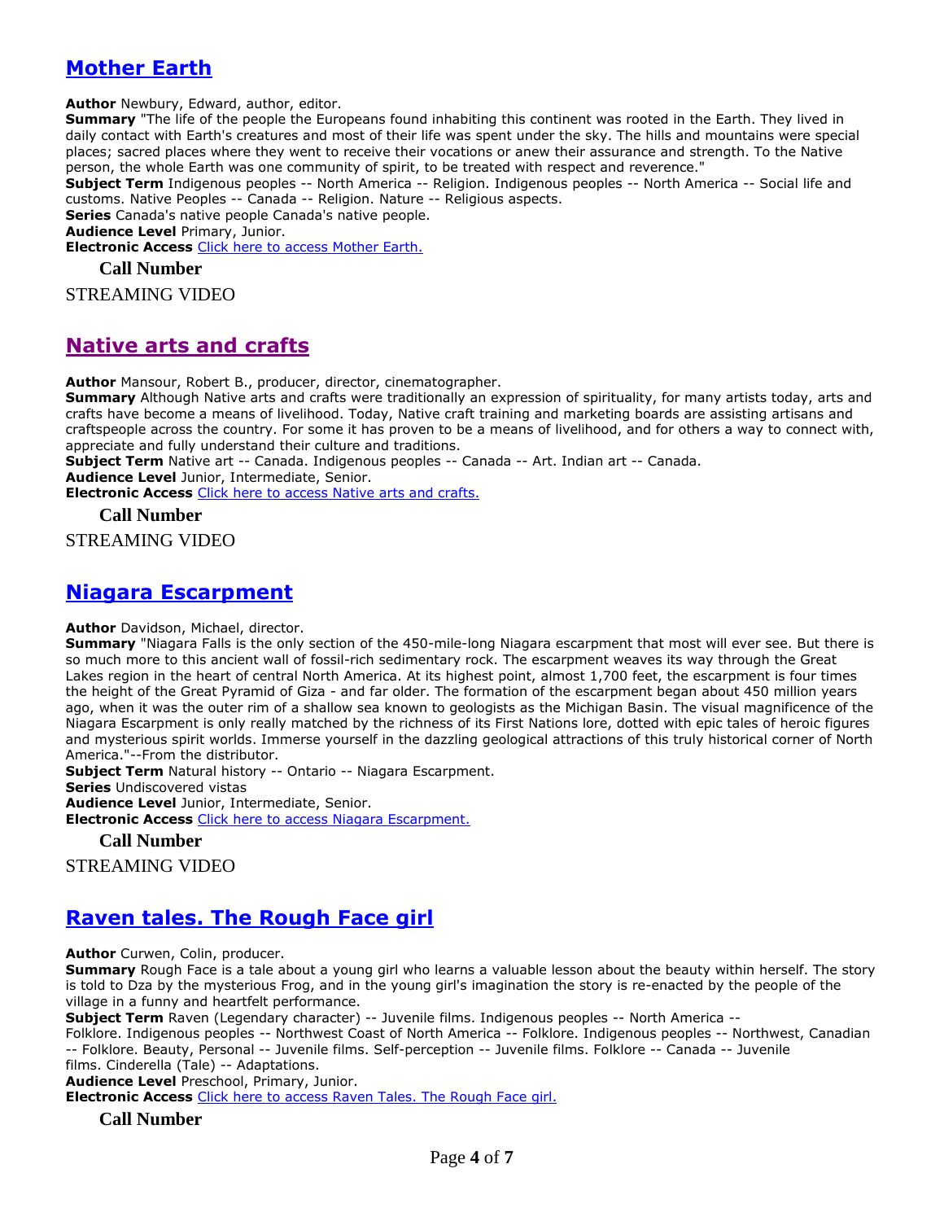## [Mother Earth]

**Author** Newbury, Edward, author, editor.
**Summary** "The life of the people the Europeans found inhabiting this continent was rooted in the Earth. They lived in daily contact with Earth's creatures and most of their life was spent under the sky. The hills and mountains were special places; sacred places where they went to receive their vocations or anew their assurance and strength. To the Native person, the whole Earth was one community of spirit, to be treated with respect and reverence."
**Subject Term** Indigenous peoples -- North America -- Religion. Indigenous peoples -- North America -- Social life and customs. Native Peoples -- Canada -- Religion. Nature -- Religious aspects.
**Series** Canada's native people Canada's native people.
**Audience Level** Primary, Junior.
**Electronic Access** [Click here to access Mother Earth.]

**Call Number**

STREAMING VIDEO

## [Native arts and crafts]

**Author** Mansour, Robert B., producer, director, cinematographer.
**Summary** Although Native arts and crafts were traditionally an expression of spirituality, for many artists today, arts and crafts have become a means of livelihood. Today, Native craft training and marketing boards are assisting artisans and craftspeople across the country. For some it has proven to be a means of livelihood, and for others a way to connect with, appreciate and fully understand their culture and traditions.
**Subject Term** Native art -- Canada. Indigenous peoples -- Canada -- Art. Indian art -- Canada.
**Audience Level** Junior, Intermediate, Senior.
**Electronic Access** [Click here to access Native arts and crafts.]

**Call Number**

STREAMING VIDEO

## [Niagara Escarpment]

**Author** Davidson, Michael, director.
**Summary** "Niagara Falls is the only section of the 450-mile-long Niagara escarpment that most will ever see. But there is so much more to this ancient wall of fossil-rich sedimentary rock. The escarpment weaves its way through the Great Lakes region in the heart of central North America. At its highest point, almost 1,700 feet, the escarpment is four times the height of the Great Pyramid of Giza - and far older. The formation of the escarpment began about 450 million years ago, when it was the outer rim of a shallow sea known to geologists as the Michigan Basin. The visual magnificence of the Niagara Escarpment is only really matched by the richness of its First Nations lore, dotted with epic tales of heroic figures and mysterious spirit worlds. Immerse yourself in the dazzling geological attractions of this truly historical corner of North America."--From the distributor.
**Subject Term** Natural history -- Ontario -- Niagara Escarpment.
**Series** Undiscovered vistas
**Audience Level** Junior, Intermediate, Senior.
**Electronic Access** [Click here to access Niagara Escarpment.]

**Call Number**

STREAMING VIDEO

## [Raven tales. The Rough Face girl]

**Author** Curwen, Colin, producer.
**Summary** Rough Face is a tale about a young girl who learns a valuable lesson about the beauty within herself. The story is told to Dza by the mysterious Frog, and in the young girl's imagination the story is re-enacted by the people of the village in a funny and heartfelt performance.
**Subject Term** Raven (Legendary character) -- Juvenile films. Indigenous peoples -- North America -- Folklore. Indigenous peoples -- Northwest Coast of North America -- Folklore. Indigenous peoples -- Northwest, Canadian -- Folklore. Beauty, Personal -- Juvenile films. Self-perception -- Juvenile films. Folklore -- Canada -- Juvenile films. Cinderella (Tale) -- Adaptations.
**Audience Level** Preschool, Primary, Junior.
**Electronic Access** [Click here to access Raven Tales. The Rough Face girl.]

**Call Number**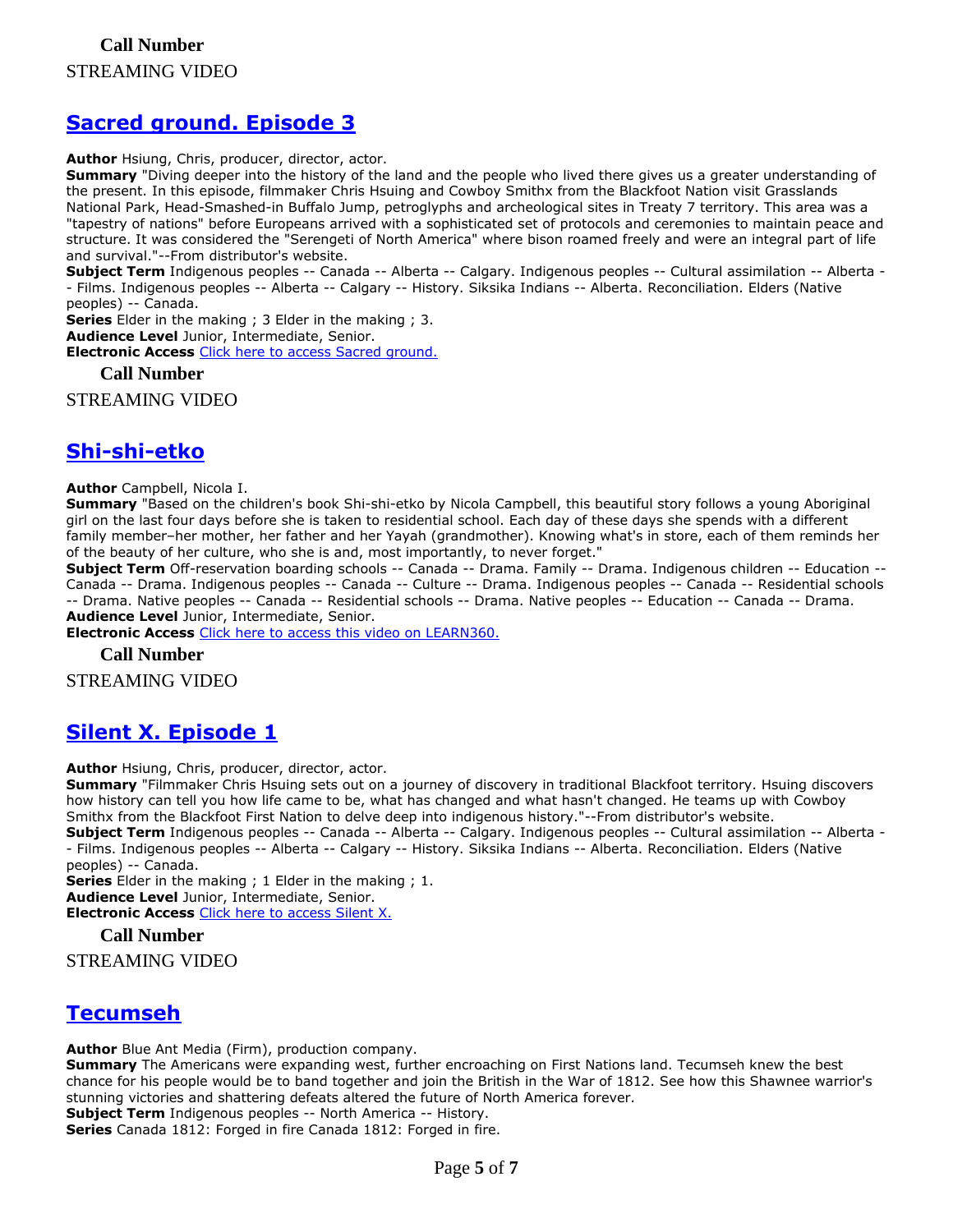**Call Number**

STREAMING VIDEO

## [Sacred ground. Episode 3]

**Author** Hsiung, Chris, producer, director, actor.
**Summary** "Diving deeper into the history of the land and the people who lived there gives us a greater understanding of the present. In this episode, filmmaker Chris Hsiung and Cowboy Smithx from the Blackfoot Nation visit Grasslands National Park, Head-Smashed-in Buffalo Jump, petroglyphs and archeological sites in Treaty 7 territory. This area was a "tapestry of nations" before Europeans arrived with a sophisticated set of protocols and ceremonies to maintain peace and structure. It was considered the "Serengeti of North America" where bison roamed freely and were an integral part of life and survival."--From distributor's website.
**Subject Term** Indigenous peoples -- Canada -- Alberta -- Calgary. Indigenous peoples -- Cultural assimilation -- Alberta -- Films. Indigenous peoples -- Alberta -- Calgary -- History. Siksika Indians -- Alberta. Reconciliation. Elders (Native peoples) -- Canada.
**Series** Elder in the making ; 3 Elder in the making ; 3.
**Audience Level** Junior, Intermediate, Senior.
**Electronic Access** Click here to access Sacred ground.

**Call Number**

STREAMING VIDEO

## [Shi-shi-etko]

**Author** Campbell, Nicola I.
**Summary** "Based on the children's book Shi-shi-etko by Nicola Campbell, this beautiful story follows a young Aboriginal girl on the last four days before she is taken to residential school. Each day of these days she spends with a different family member–her mother, her father and her Yayah (grandmother). Knowing what's in store, each of them reminds her of the beauty of her culture, who she is and, most importantly, to never forget."
**Subject Term** Off-reservation boarding schools -- Canada -- Drama. Family -- Drama. Indigenous children -- Education -- Canada -- Drama. Indigenous peoples -- Canada -- Culture -- Drama. Indigenous peoples -- Canada -- Residential schools -- Drama. Native peoples -- Canada -- Residential schools -- Drama. Native peoples -- Education -- Canada -- Drama.
**Audience Level** Junior, Intermediate, Senior.
**Electronic Access** Click here to access this video on LEARN360.

**Call Number**

STREAMING VIDEO

## [Silent X. Episode 1]

**Author** Hsiung, Chris, producer, director, actor.
**Summary** "Filmmaker Chris Hsuing sets out on a journey of discovery in traditional Blackfoot territory. Hsuing discovers how history can tell you how life came to be, what has changed and what hasn't changed. He teams up with Cowboy Smithx from the Blackfoot First Nation to delve deep into indigenous history."--From distributor's website.
**Subject Term** Indigenous peoples -- Canada -- Alberta -- Calgary. Indigenous peoples -- Cultural assimilation -- Alberta -- Films. Indigenous peoples -- Alberta -- Calgary -- History. Siksika Indians -- Alberta. Reconciliation. Elders (Native peoples) -- Canada.
**Series** Elder in the making ; 1 Elder in the making ; 1.
**Audience Level** Junior, Intermediate, Senior.
**Electronic Access** Click here to access Silent X.

**Call Number**

STREAMING VIDEO

## [Tecumseh]

**Author** Blue Ant Media (Firm), production company.
**Summary** The Americans were expanding west, further encroaching on First Nations land. Tecumseh knew the best chance for his people would be to band together and join the British in the War of 1812. See how this Shawnee warrior's stunning victories and shattering defeats altered the future of North America forever.
**Subject Term** Indigenous peoples -- North America -- History.
**Series** Canada 1812: Forged in fire Canada 1812: Forged in fire.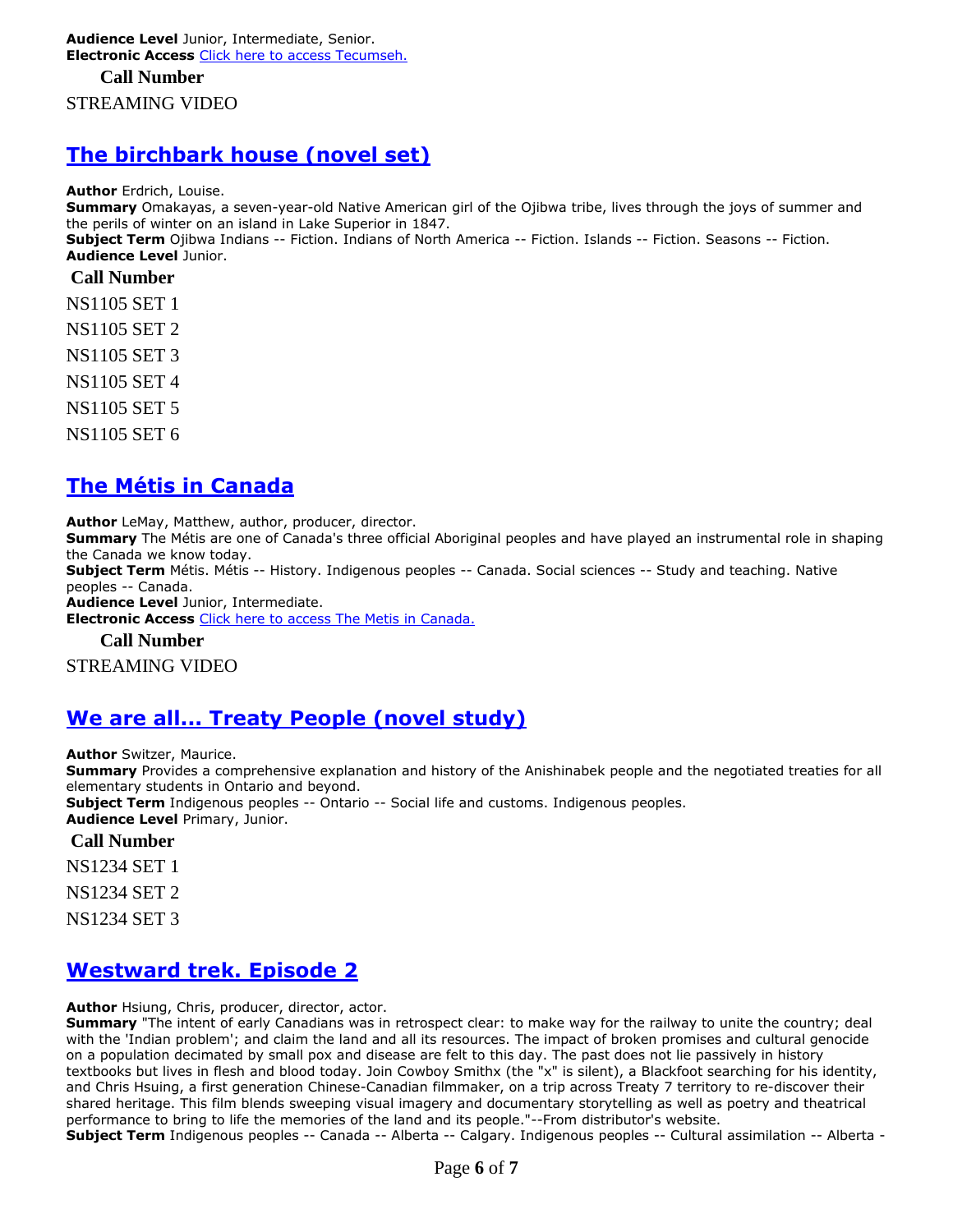**Audience Level** Junior, Intermediate, Senior.
**Electronic Access** [Click here to access Tecumseh.]

**Call Number**

STREAMING VIDEO

## The birchbark house (novel set)

**Author** Erdrich, Louise.
**Summary** Omakayas, a seven-year-old Native American girl of the Ojibwa tribe, lives through the joys of summer and the perils of winter on an island in Lake Superior in 1847.
**Subject Term** Ojibwa Indians -- Fiction. Indians of North America -- Fiction. Islands -- Fiction. Seasons -- Fiction.
**Audience Level** Junior.

**Call Number**

NS1105 SET 1

NS1105 SET 2

NS1105 SET 3

NS1105 SET 4

NS1105 SET 5

NS1105 SET 6

## The Métis in Canada

**Author** LeMay, Matthew, author, producer, director.
**Summary** The Métis are one of Canada's three official Aboriginal peoples and have played an instrumental role in shaping the Canada we know today.
**Subject Term** Métis. Métis -- History. Indigenous peoples -- Canada. Social sciences -- Study and teaching. Native peoples -- Canada.
**Audience Level** Junior, Intermediate.
**Electronic Access** [Click here to access The Metis in Canada.]

**Call Number**

STREAMING VIDEO

## We are all... Treaty People (novel study)

**Author** Switzer, Maurice.
**Summary** Provides a comprehensive explanation and history of the Anishinabek people and the negotiated treaties for all elementary students in Ontario and beyond.
**Subject Term** Indigenous peoples -- Ontario -- Social life and customs. Indigenous peoples.
**Audience Level** Primary, Junior.

**Call Number**

NS1234 SET 1

NS1234 SET 2

NS1234 SET 3

## Westward trek. Episode 2

**Author** Hsiung, Chris, producer, director, actor.
**Summary** "The intent of early Canadians was in retrospect clear: to make way for the railway to unite the country; deal with the 'Indian problem'; and claim the land and all its resources. The impact of broken promises and cultural genocide on a population decimated by small pox and disease are felt to this day. The past does not lie passively in history textbooks but lives in flesh and blood today. Join Cowboy Smithx (the "x" is silent), a Blackfoot searching for his identity, and Chris Hsuing, a first generation Chinese-Canadian filmmaker, on a trip across Treaty 7 territory to re-discover their shared heritage. This film blends sweeping visual imagery and documentary storytelling as well as poetry and theatrical performance to bring to life the memories of the land and its people."--From distributor's website.
**Subject Term** Indigenous peoples -- Canada -- Alberta -- Calgary. Indigenous peoples -- Cultural assimilation -- Alberta -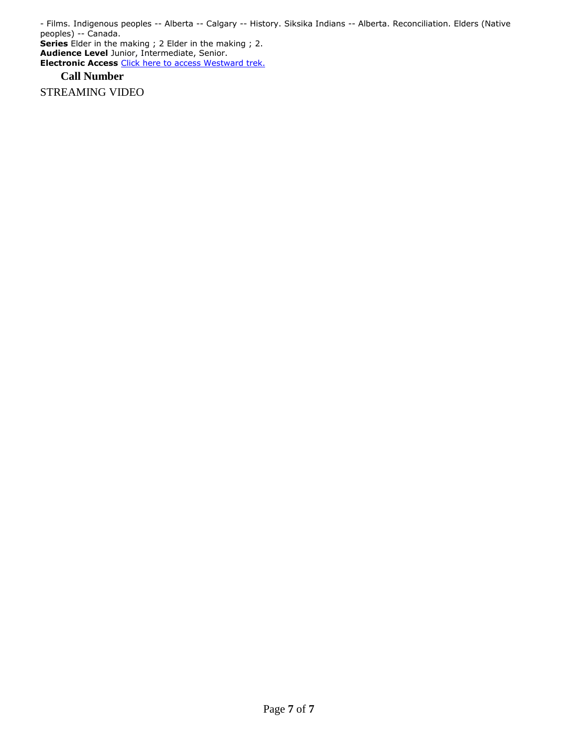- Films. Indigenous peoples -- Alberta -- Calgary -- History. Siksika Indians -- Alberta. Reconciliation. Elders (Native peoples) -- Canada.
**Series** Elder in the making ; 2 Elder in the making ; 2.
**Audience Level** Junior, Intermediate, Senior.
**Electronic Access** Click here to access Westward trek.

**Call Number**

STREAMING VIDEO